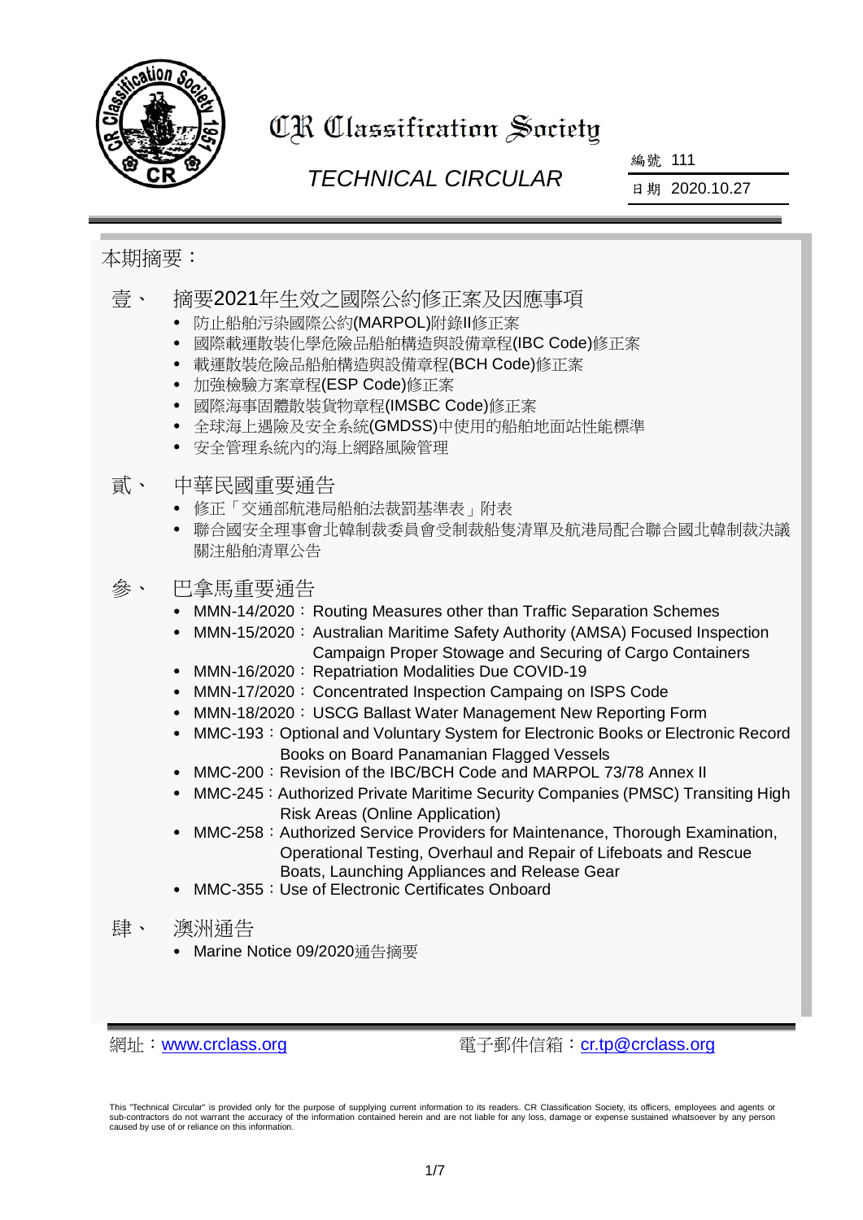# CR Classification Society

## TECHNICAL CIRCULAR

編號 111

日期 2020.10.27

本期摘要：

## 壹、 摘要2021年生效之國際公約修正案及因應事項

- 防止船舶污染國際公約(MARPOL)附錄II修正案
- 國際載運散裝化學危險品船舶構造與設備章程(IBC Code)修正案
- 載運散裝危險品船舶構造與設備章程(BCH Code)修正案
- 加強檢驗方案章程(ESP Code)修正案
- 國際海事固體散裝貨物章程(IMSBC Code)修正案
- 全球海上遇險及安全系統(GMDSS)中使用的船舶地面站性能標準
- 安全管理系統內的海上網路風險管理

## 貳、 中華民國重要通告

- 修正「交通部航港局船舶法裁罰基準表」附表
- 聯合國安全理事會北韓制裁委員會受制裁船隻清單及航港局配合聯合國北韓制裁決議關注船舶清單公告

## 參、 巴拿馬重要通告

- MMN-14/2020：Routing Measures other than Traffic Separation Schemes
- MMN-15/2020：Australian Maritime Safety Authority (AMSA) Focused Inspection Campaign Proper Stowage and Securing of Cargo Containers
- MMN-16/2020：Repatriation Modalities Due COVID-19
- MMN-17/2020：Concentrated Inspection Campaing on ISPS Code
- MMN-18/2020：USCG Ballast Water Management New Reporting Form
- MMC-193：Optional and Voluntary System for Electronic Books or Electronic Record Books on Board Panamanian Flagged Vessels
- MMC-200：Revision of the IBC/BCH Code and MARPOL 73/78 Annex II
- MMC-245：Authorized Private Maritime Security Companies (PMSC) Transiting High Risk Areas (Online Application)
- MMC-258：Authorized Service Providers for Maintenance, Thorough Examination, Operational Testing, Overhaul and Repair of Lifeboats and Rescue Boats, Launching Appliances and Release Gear
- MMC-355：Use of Electronic Certificates Onboard

## 肆、 澳洲通告

- Marine Notice 09/2020通告摘要

網址：www.crclass.org　　　電子郵件信箱：cr.tp@crclass.org

This "Technical Circular" is provided only for the purpose of supplying current information to its readers. CR Classification Society, its officers, employees and agents or sub-contractors do not warrant the accuracy of the information contained herein and are not liable for any loss, damage or expense sustained whatsoever by any person caused by use of or reliance on this information.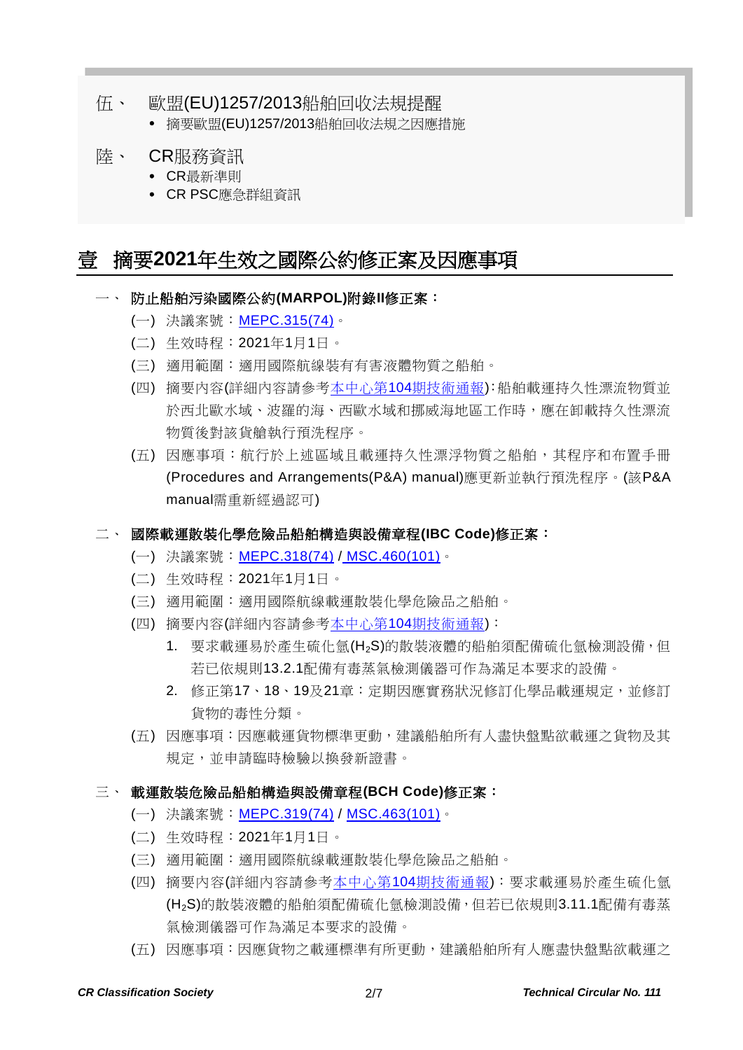伍、 歐盟(EU)1257/2013船舶回收法規提醒

- 摘要歐盟(EU)1257/2013船舶回收法規之因應措施

陸、 CR服務資訊

- CR最新準則
- CR PSC應急群組資訊

# 壹 摘要2021年生效之國際公約修正案及因應事項

## 一、 防止船舶污染國際公約(MARPOL)附錄II修正案：

(一) 決議案號：MEPC.315(74)。

(二) 生效時程：2021年1月1日。

(三) 適用範圍：適用國際航線裝有有害液體物質之船舶。

(四) 摘要內容(詳細內容請參考本中心第104期技術通報)：船舶載運持久性漂流物質並於西北歐水域、波羅的海、西歐水域和挪威海地區工作時，應在卸載持久性漂流物質後對該貨艙執行預洗程序。

(五) 因應事項：航行於上述區域且載運持久性漂浮物質之船舶，其程序和布置手冊(Procedures and Arrangements(P&A) manual)應更新並執行預洗程序。(該P&A manual需重新經過認可)

## 二、 國際載運散裝化學危險品船舶構造與設備章程(IBC Code)修正案：

(一) 決議案號：MEPC.318(74) / MSC.460(101)。

(二) 生效時程：2021年1月1日。

(三) 適用範圍：適用國際航線載運散裝化學危險品之船舶。

(四) 摘要內容(詳細內容請參考本中心第104期技術通報)：

1. 要求載運易於產生硫化氫($H_2S$)的散裝液體的船舶須配備硫化氫檢測設備，但若已依規則13.2.1配備有毒蒸氣檢測儀器可作為滿足本要求的設備。
2. 修正第17、18、19及21章：定期因應實務狀況修訂化學品載運規定，並修訂貨物的毒性分類。

(五) 因應事項：因應載運貨物標準更動，建議船舶所有人盡快盤點欲載運之貨物及其規定，並申請臨時檢驗以換發新證書。

## 三、 載運散裝危險品船舶構造與設備章程(BCH Code)修正案：

(一) 決議案號：MEPC.319(74) / MSC.463(101)。

(二) 生效時程：2021年1月1日。

(三) 適用範圍：適用國際航線載運散裝化學危險品之船舶。

(四) 摘要內容(詳細內容請參考本中心第104期技術通報)：要求載運易於產生硫化氫($H_2S$)的散裝液體的船舶須配備硫化氫檢測設備，但若已依規則3.11.1配備有毒蒸氣檢測儀器可作為滿足本要求的設備。

(五) 因應事項：因應貨物之載運標準有所更動，建議船舶所有人應盡快盤點欲載運之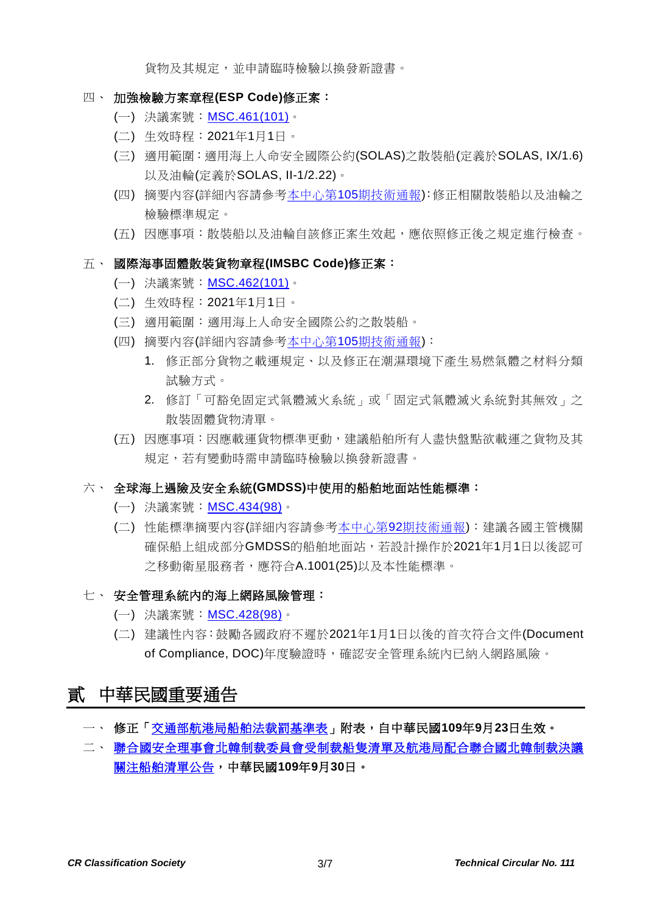貨物及其規定，並申請臨時檢驗以換發新證書。

四、 **加強檢驗方案章程(ESP Code)修正案：**

(一) 決議案號：MSC.461(101)。

(二) 生效時程：2021年1月1日。

(三) 適用範圍：適用海上人命安全國際公約(SOLAS)之散裝船(定義於SOLAS, IX/1.6)以及油輪(定義於SOLAS, II-1/2.22)。

(四) 摘要內容(詳細內容請參考本中心第105期技術通報)：修正相關散裝船以及油輪之檢驗標準規定。

(五) 因應事項：散裝船以及油輪自該修正案生效起，應依照修正後之規定進行檢查。

五、 **國際海事固體散裝貨物章程(IMSBC Code)修正案：**

(一) 決議案號：MSC.462(101)。

(二) 生效時程：2021年1月1日。

(三) 適用範圍：適用海上人命安全國際公約之散裝船。

(四) 摘要內容(詳細內容請參考本中心第105期技術通報)：

1. 修正部分貨物之載運規定、以及修正在潮濕環境下產生易燃氣體之材料分類試驗方式。
2. 修訂「可豁免固定式氣體滅火系統」或「固定式氣體滅火系統對其無效」之散裝固體貨物清單。

(五) 因應事項：因應載運貨物標準更動，建議船舶所有人盡快盤點欲載運之貨物及其規定，若有變動時需申請臨時檢驗以換發新證書。

六、 **全球海上遇險及安全系統(GMDSS)中使用的船舶地面站性能標準：**

(一) 決議案號：MSC.434(98)。

(二) 性能標準摘要內容(詳細內容請參考本中心第92期技術通報)：建議各國主管機關確保船上組成部分GMDSS的船舶地面站，若設計操作於2021年1月1日以後認可之移動衛星服務者，應符合A.1001(25)以及本性能標準。

七、 **安全管理系統內的海上網路風險管理：**

(一) 決議案號：MSC.428(98)。

(二) 建議性內容：鼓勵各國政府不遲於2021年1月1日以後的首次符合文件(Document of Compliance, DOC)年度驗證時，確認安全管理系統內已納入網路風險。

# 貳 中華民國重要通告

一、 **修正「交通部航港局船舶法裁罰基準表」附表，自中華民國109年9月23日生效。**

二、 **聯合國安全理事會北韓制裁委員會受制裁船隻清單及航港局配合聯合國北韓制裁決議關注船舶清單公告，中華民國109年9月30日。**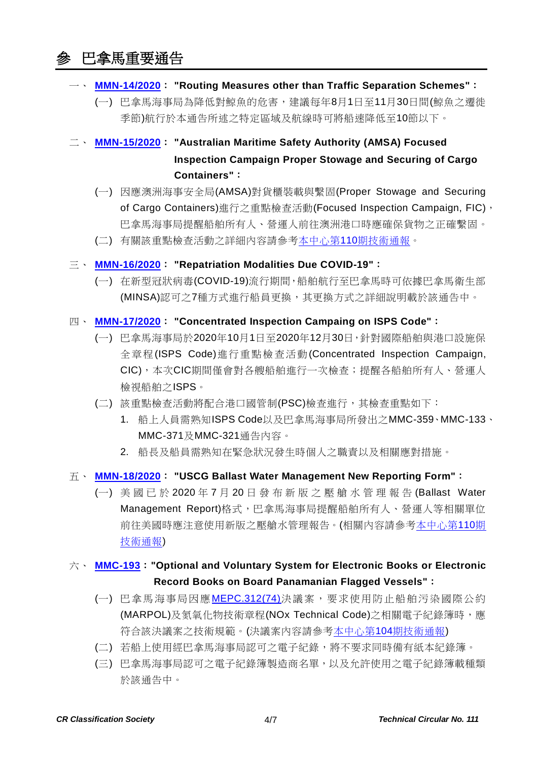# 參 巴拿馬重要通告

一、 **MMN-14/2020： "Routing Measures other than Traffic Separation Schemes"：**

(一) 巴拿馬海事局為降低對鯨魚的危害，建議每年8月1日至11月30日間(鯨魚之遷徙季節)航行於本通告所述之特定區域及航線時可將船速降低至10節以下。

二、 **MMN-15/2020： "Australian Maritime Safety Authority (AMSA) Focused Inspection Campaign Proper Stowage and Securing of Cargo Containers"：**

(一) 因應澳洲海事安全局(AMSA)對貨櫃裝載與繫固(Proper Stowage and Securing of Cargo Containers)進行之重點檢查活動(Focused Inspection Campaign, FIC)，巴拿馬海事局提醒船舶所有人、營運人前往澳洲港口時應確保貨物之正確繫固。

(二) 有關該重點檢查活動之詳細內容請參考本中心第110期技術通報。

三、 **MMN-16/2020： "Repatriation Modalities Due COVID-19"：**

(一) 在新型冠狀病毒(COVID-19)流行期間，船舶航行至巴拿馬時可依據巴拿馬衛生部(MINSA)認可之7種方式進行船員更換，其更換方式之詳細說明載於該通告中。

四、 **MMN-17/2020： "Concentrated Inspection Campaing on ISPS Code"：**

(一) 巴拿馬海事局於2020年10月1日至2020年12月30日，針對國際船舶與港口設施保全章程(ISPS Code)進行重點檢查活動(Concentrated Inspection Campaign, CIC)，本次CIC期間僅會對各艘船舶進行一次檢查；提醒各船舶所有人、營運人檢視船舶之ISPS。

(二) 該重點檢查活動將配合港口國管制(PSC)檢查進行，其檢查重點如下：

1. 船上人員需熟知ISPS Code以及巴拿馬海事局所發出之MMC-359、MMC-133、MMC-371及MMC-321通告內容。
2. 船長及船員需熟知在緊急狀況發生時個人之職責以及相關應對措施。

五、 **MMN-18/2020： "USCG Ballast Water Management New Reporting Form"：**

(一) 美國已於2020年7月20日發布新版之壓艙水管理報告(Ballast Water Management Report)格式，巴拿馬海事局提醒船舶所有人、營運人等相關單位前往美國時應注意使用新版之壓艙水管理報告。(相關內容請參考本中心第110期技術通報)

六、 **MMC-193："Optional and Voluntary System for Electronic Books or Electronic Record Books on Board Panamanian Flagged Vessels"：**

(一) 巴拿馬海事局因應MEPC.312(74)決議案，要求使用防止船舶污染國際公約(MARPOL)及氮氧化物技術章程(NOx Technical Code)之相關電子紀錄簿時，應符合該決議案之技術規範。(決議案內容請參考本中心第104期技術通報)

(二) 若船上使用經巴拿馬海事局認可之電子紀錄，將不要求同時備有紙本紀錄簿。

(三) 巴拿馬海事局認可之電子紀錄簿製造商名單，以及允許使用之電子紀錄簿載種類於該通告中。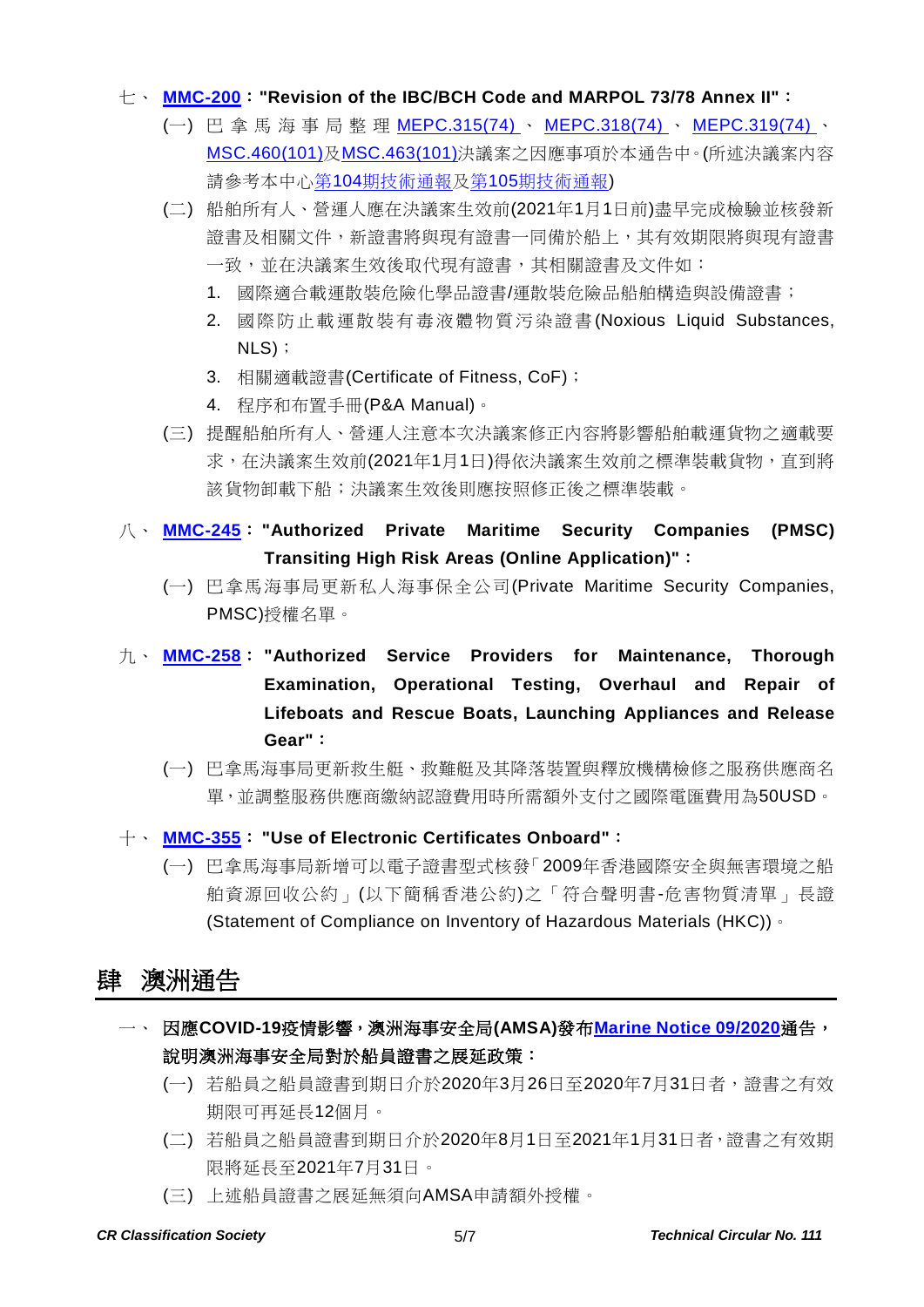七、 **MMC-200："Revision of the IBC/BCH Code and MARPOL 73/78 Annex II"：**

(一) 巴拿馬海事局整理 MEPC.315(74)、MEPC.318(74)、MEPC.319(74)、MSC.460(101)及MSC.463(101)決議案之因應事項於本通告中。(所述決議案內容請參考本中心第104期技術通報及第105期技術通報)

(二) 船舶所有人、營運人應在決議案生效前(2021年1月1日前)盡早完成檢驗並核發新證書及相關文件，新證書將與現有證書一同備於船上，其有效期限將與現有證書一致，並在決議案生效後取代現有證書，其相關證書及文件如：

1. 國際適合載運散裝危險化學品證書/運散裝危險品船舶構造與設備證書；
2. 國際防止載運散裝有毒液體物質污染證書(Noxious Liquid Substances, NLS)；
3. 相關適載證書(Certificate of Fitness, CoF)；
4. 程序和布置手冊(P&A Manual)。

(三) 提醒船舶所有人、營運人注意本次決議案修正內容將影響船舶載運貨物之適載要求，在決議案生效前(2021年1月1日)得依決議案生效前之標準裝載貨物，直到將該貨物卸載下船；決議案生效後則應按照修正後之標準裝載。

八、 **MMC-245："Authorized Private Maritime Security Companies (PMSC) Transiting High Risk Areas (Online Application)"：**

(一) 巴拿馬海事局更新私人海事保全公司(Private Maritime Security Companies, PMSC)授權名單。

九、 **MMC-258："Authorized Service Providers for Maintenance, Thorough Examination, Operational Testing, Overhaul and Repair of Lifeboats and Rescue Boats, Launching Appliances and Release Gear"：**

(一) 巴拿馬海事局更新救生艇、救難艇及其降落裝置與釋放機構檢修之服務供應商名單，並調整服務供應商繳納認證費用時所需額外支付之國際電匯費用為50USD。

十、 **MMC-355："Use of Electronic Certificates Onboard"：**

(一) 巴拿馬海事局新增可以電子證書型式核發「2009年香港國際安全與無害環境之船舶資源回收公約」(以下簡稱香港公約)之「符合聲明書-危害物質清單」長證(Statement of Compliance on Inventory of Hazardous Materials (HKC))。

## 肆 澳洲通告

一、 **因應COVID-19疫情影響，澳洲海事安全局(AMSA)發布Marine Notice 09/2020通告，說明澳洲海事安全局對於船員證書之展延政策：**

(一) 若船員之船員證書到期日介於2020年3月26日至2020年7月31日者，證書之有效期限可再延長12個月。

(二) 若船員之船員證書到期日介於2020年8月1日至2021年1月31日者，證書之有效期限將延長至2021年7月31日。

(三) 上述船員證書之展延無須向AMSA申請額外授權。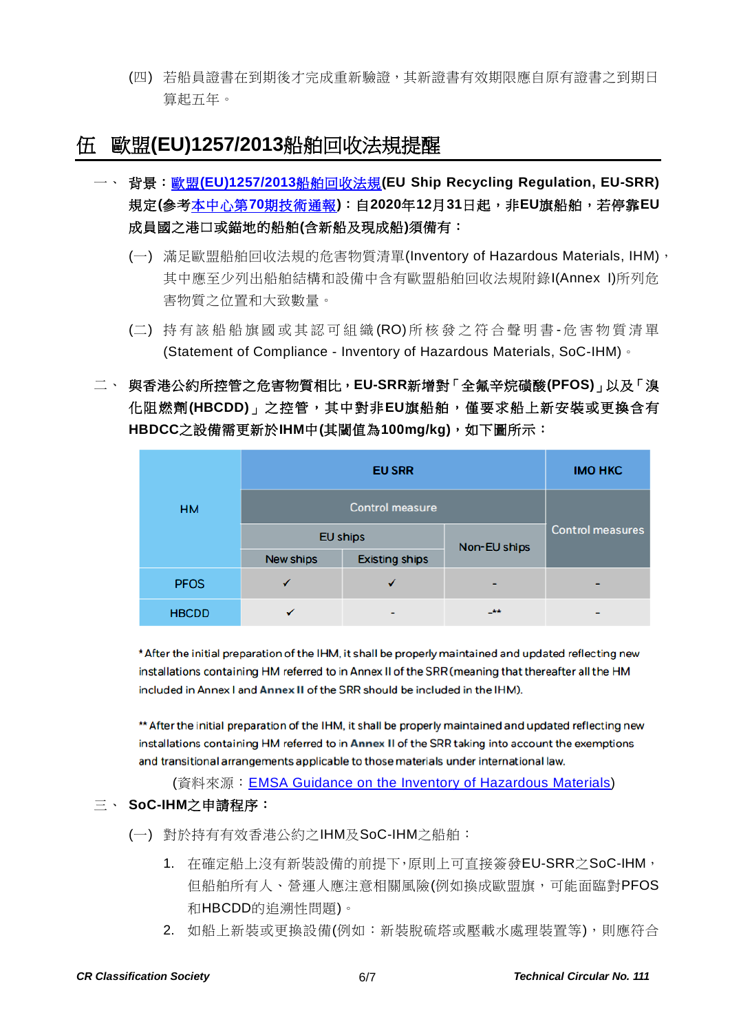(四) 若船員證書在到期後才完成重新驗證，其新證書有效期限應自原有證書之到期日算起五年。

## 伍 歐盟(EU)1257/2013船舶回收法規提醒

一、 **背景：歐盟(EU)1257/2013船舶回收法規(EU Ship Recycling Regulation, EU-SRR)規定(參考本中心第70期技術通報)：自2020年12月31日起，非EU旗船舶，若停靠EU成員國之港口或錨地的船舶(含新船及現成船)須備有：**

(一) 滿足歐盟船舶回收法規的危害物質清單(Inventory of Hazardous Materials, IHM)，其中應至少列出船舶結構和設備中含有歐盟船舶回收法規附錄I(Annex I)所列危害物質之位置和大致數量。

(二) 持有該船舶旗國或其認可組織(RO)所核發之符合聲明書-危害物質清單(Statement of Compliance - Inventory of Hazardous Materials, SoC-IHM)。

二、 **與香港公約所控管之危害物質相比，EU-SRR新增對「全氟辛烷磺酸(PFOS)」以及「溴化阻燃劑(HBCDD)」之控管，其中對非EU旗船舶，僅要求船上新安裝或更換含有HBDCC之設備需更新於IHM中(其閾值為100mg/kg)，如下圖所示：**

| HM | EU SRR | | | IMO HKC |
|---|---|---|---|---|
| | Control measure | | | Control measures |
| | EU ships | | Non-EU ships | |
| | New ships | Existing ships | | |
| PFOS | ✓ | ✓ | - | - |
| HBCDD | ✓ | - | -** | - |

\* After the initial preparation of the IHM, it shall be properly maintained and updated reflecting new installations containing HM referred to in Annex II of the SRR (meaning that thereafter all the HM included in Annex I and **Annex II** of the SRR should be included in the IHM).

** After the initial preparation of the IHM, it shall be properly maintained and updated reflecting new installations containing HM referred to in **Annex** II of the SRR taking into account the exemptions and transitional arrangements applicable to those materials under international law.

(資料來源：EMSA Guidance on the Inventory of Hazardous Materials)

三、 **SoC-IHM之申請程序：**

(一) 對於持有有效香港公約之IHM及SoC-IHM之船舶：

1. 在確定船上沒有新裝設備的前提下，原則上可直接簽發EU-SRR之SoC-IHM，但船舶所有人、營運人應注意相關風險(例如換成歐盟旗，可能面臨對PFOS和HBCDD的追溯性問題)。
2. 如船上新裝或更換設備(例如：新裝脫硫塔或壓載水處理裝置等)，則應符合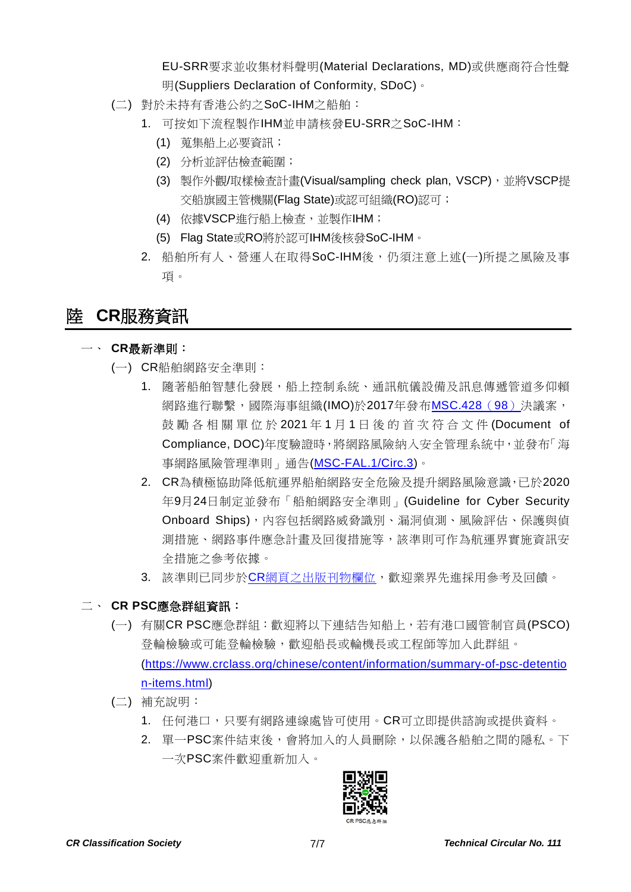EU-SRR要求並收集材料聲明(Material Declarations, MD)或供應商符合性聲明(Suppliers Declaration of Conformity, SDoC)。

(二) 對於未持有香港公約之SoC-IHM之船舶：

1. 可按如下流程製作IHM並申請核發EU-SRR之SoC-IHM：
   (1) 蒐集船上必要資訊；
   (2) 分析並評估檢查範圍；
   (3) 製作外觀/取樣檢查計畫(Visual/sampling check plan, VSCP)，並將VSCP提交船旗國主管機關(Flag State)或認可組織(RO)認可；
   (4) 依據VSCP進行船上檢查，並製作IHM；
   (5) Flag State或RO將於認可IHM後核發SoC-IHM。
2. 船舶所有人、營運人在取得SoC-IHM後，仍須注意上述(一)所提之風險及事項。

# 陸　CR服務資訊

## 一、 CR最新準則：

(一) CR船舶網路安全準則：

1. 隨著船舶智慧化發展，船上控制系統、通訊航儀設備及訊息傳遞管道多仰賴網路進行聯繫，國際海事組織(IMO)於2017年發布MSC.428（98）決議案，鼓勵各相關單位於2021年1月1日後的首次符合文件(Document of Compliance, DOC)年度驗證時，將網路風險納入安全管理系統中，並發布「海事網路風險管理準則」通告(MSC-FAL.1/Circ.3)。
2. CR為積極協助降低航運界船舶網路安全危險及提升網路風險意識，已於2020年9月24日制定並發布「船舶網路安全準則」(Guideline for Cyber Security Onboard Ships)，內容包括網路威脅識別、漏洞偵測、風險評估、保護與偵測措施、網路事件應急計畫及回復措施等，該準則可作為航運界實施資訊安全措施之參考依據。
3. 該準則已同步於CR網頁之出版刊物欄位，歡迎業界先進採用參考及回饋。

## 二、 CR PSC應急群組資訊：

(一) 有關CR PSC應急群組：歡迎將以下連結告知船上，若有港口國管制官員(PSCO)登輪檢驗或可能登輪檢驗，歡迎船長或輪機長或工程師等加入此群組。
(https://www.crclass.org/chinese/content/information/summary-of-psc-detention-items.html)

(二) 補充說明：

1. 任何港口，只要有網路連線處皆可使用。CR可立即提供諮詢或提供資料。
2. 單一PSC案件結束後，會將加入的人員刪除，以保護各船舶之間的隱私。下一次PSC案件歡迎重新加入。

CR PSC應急群組